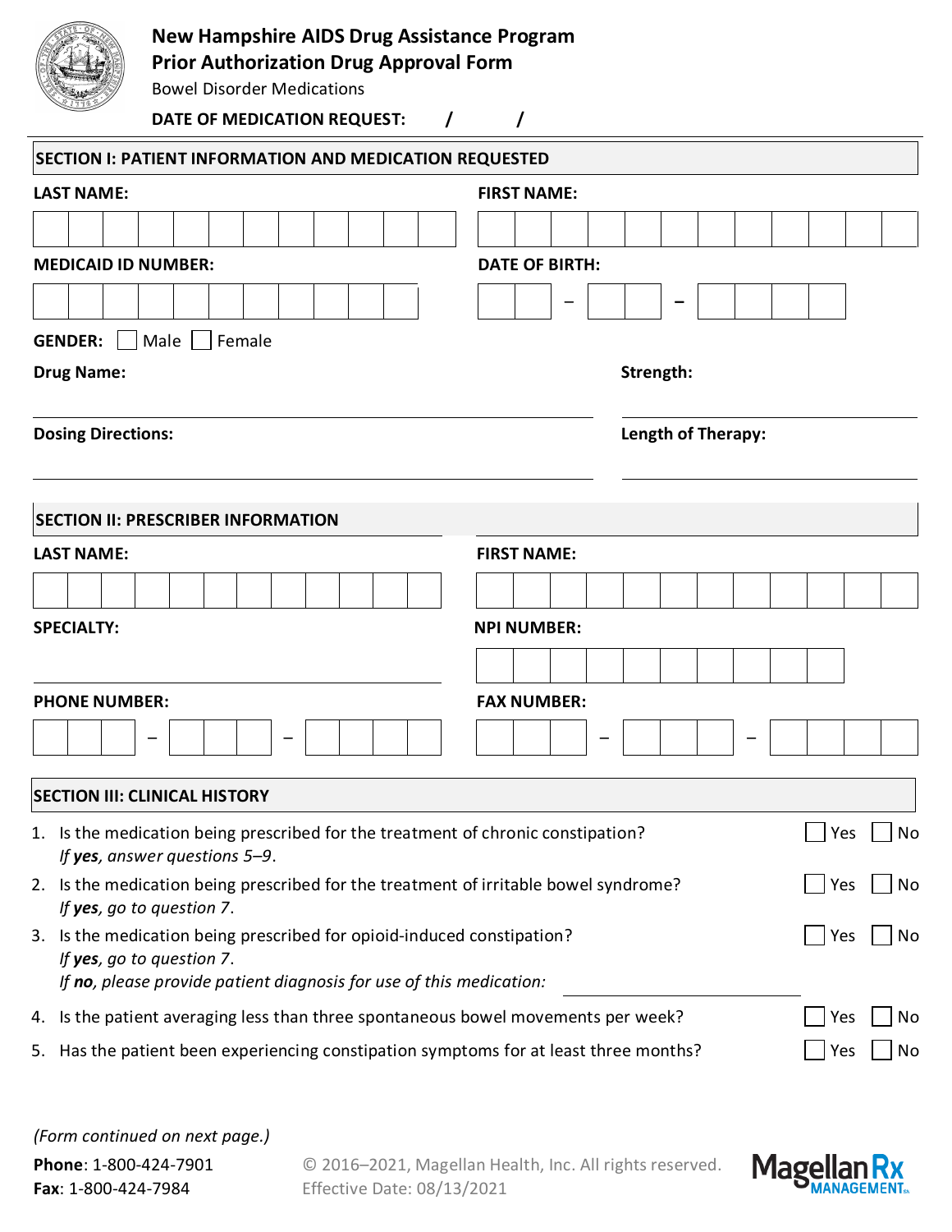# New Hampshire AIDS Drug Assistance Program
## Prior Authorization Drug Approval Form

Bowel Disorder Medications

**DATE OF MEDICATION REQUEST:** / /

### SECTION I: PATIENT INFORMATION AND MEDICATION REQUESTED

**LAST NAME:**

**FIRST NAME:**

**MEDICAID ID NUMBER:**

**DATE OF BIRTH:** – –

**GENDER:** ☐ Male ☐ Female

**Drug Name:**

**Strength:**

**Dosing Directions:**

**Length of Therapy:**

### SECTION II: PRESCRIBER INFORMATION

**LAST NAME:**

**FIRST NAME:**

**SPECIALTY:**

**NPI NUMBER:**

**PHONE NUMBER:** – –

**FAX NUMBER:** – –

### SECTION III: CLINICAL HISTORY

1. Is the medication being prescribed for the treatment of chronic constipation? ☐ Yes ☐ No
   *If **yes**, answer questions 5–9.*
2. Is the medication being prescribed for the treatment of irritable bowel syndrome? ☐ Yes ☐ No
   *If **yes**, go to question 7.*
3. Is the medication being prescribed for opioid-induced constipation? ☐ Yes ☐ No
   *If **yes**, go to question 7.*
   *If **no**, please provide patient diagnosis for use of this medication:* ____________
4. Is the patient averaging less than three spontaneous bowel movements per week? ☐ Yes ☐ No
5. Has the patient been experiencing constipation symptoms for at least three months? ☐ Yes ☐ No

*(Form continued on next page.)*

**Phone**: 1-800-424-7901
**Fax**: 1-800-424-7984

© 2016–2021, Magellan Health, Inc. All rights reserved.
Effective Date: 08/13/2021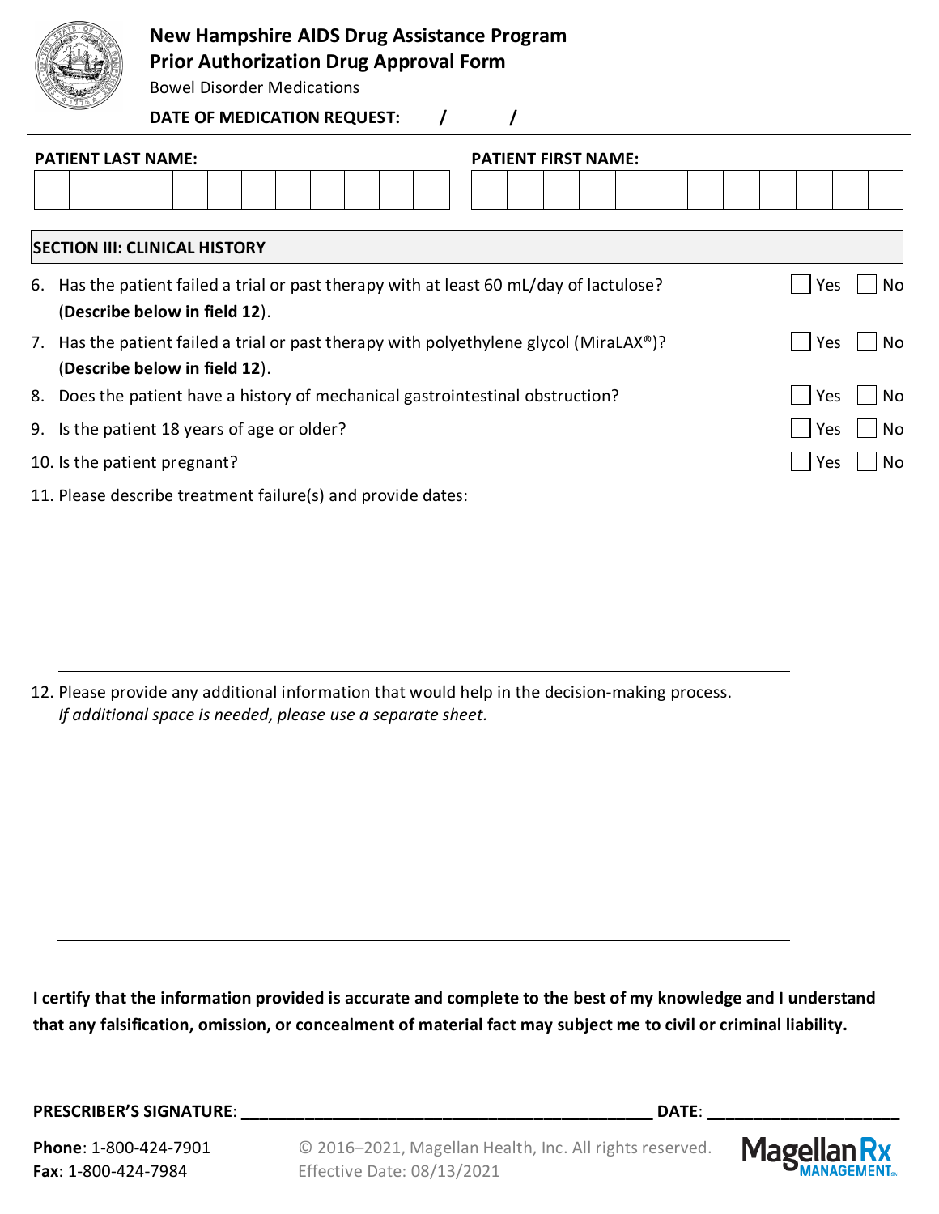# New Hampshire AIDS Drug Assistance Program
## Prior Authorization Drug Approval Form

Bowel Disorder Medications

**DATE OF MEDICATION REQUEST:** / /

**PATIENT LAST NAME:** **PATIENT FIRST NAME:**

### SECTION III: CLINICAL HISTORY

6. Has the patient failed a trial or past therapy with at least 60 mL/day of lactulose? (**Describe below in field 12**). ☐ Yes ☐ No
7. Has the patient failed a trial or past therapy with polyethylene glycol (MiraLAX®)? (**Describe below in field 12**). ☐ Yes ☐ No
8. Does the patient have a history of mechanical gastrointestinal obstruction? ☐ Yes ☐ No
9. Is the patient 18 years of age or older? ☐ Yes ☐ No
10. Is the patient pregnant? ☐ Yes ☐ No
11. Please describe treatment failure(s) and provide dates:

12. Please provide any additional information that would help in the decision-making process. *If additional space is needed, please use a separate sheet.*

**I certify that the information provided is accurate and complete to the best of my knowledge and I understand that any falsification, omission, or concealment of material fact may subject me to civil or criminal liability.**

**PRESCRIBER'S SIGNATURE**: ____________________________________________ **DATE**: ____________________

**Phone**: 1-800-424-7901
**Fax**: 1-800-424-7984

© 2016–2021, Magellan Health, Inc. All rights reserved.
Effective Date: 08/13/2021

Magellan Rx MANAGEMENT